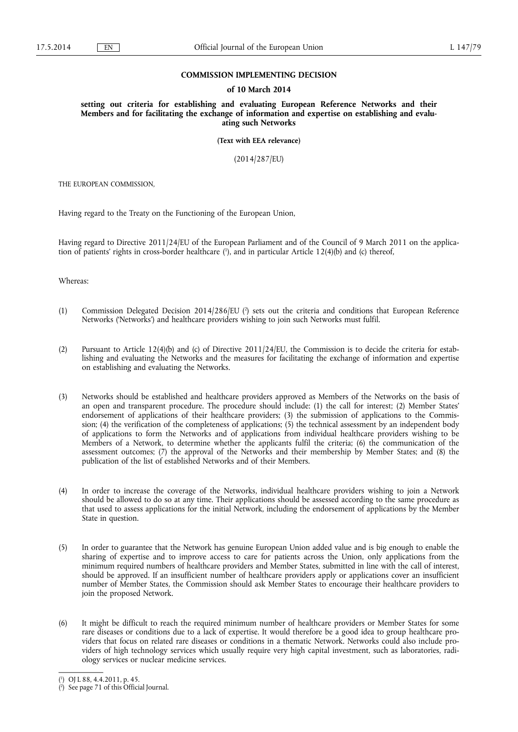**COMMISSION IMPLEMENTING DECISION**

**of 10 March 2014**

**setting out criteria for establishing and evaluating European Reference Networks and their Members and for facilitating the exchange of information and expertise on establishing and evaluating such Networks**

**(Text with EEA relevance)**

(2014/287/EU)

THE EUROPEAN COMMISSION,

Having regard to the Treaty on the Functioning of the European Union,

Having regard to Directive 2011/24/EU of the European Parliament and of the Council of 9 March 2011 on the application of patients' rights in cross-border healthcare [1], and in particular Article 12(4)(b) and (c) thereof,

Whereas:

(1) Commission Delegated Decision 2014/286/EU [2] sets out the criteria and conditions that European Reference Networks ('Networks') and healthcare providers wishing to join such Networks must fulfil.

(2) Pursuant to Article 12(4)(b) and (c) of Directive 2011/24/EU, the Commission is to decide the criteria for establishing and evaluating the Networks and the measures for facilitating the exchange of information and expertise on establishing and evaluating the Networks.

(3) Networks should be established and healthcare providers approved as Members of the Networks on the basis of an open and transparent procedure. The procedure should include: (1) the call for interest; (2) Member States' endorsement of applications of their healthcare providers; (3) the submission of applications to the Commission; (4) the verification of the completeness of applications; (5) the technical assessment by an independent body of applications to form the Networks and of applications from individual healthcare providers wishing to be Members of a Network, to determine whether the applicants fulfil the criteria; (6) the communication of the assessment outcomes; (7) the approval of the Networks and their membership by Member States; and (8) the publication of the list of established Networks and of their Members.

(4) In order to increase the coverage of the Networks, individual healthcare providers wishing to join a Network should be allowed to do so at any time. Their applications should be assessed according to the same procedure as that used to assess applications for the initial Network, including the endorsement of applications by the Member State in question.

(5) In order to guarantee that the Network has genuine European Union added value and is big enough to enable the sharing of expertise and to improve access to care for patients across the Union, only applications from the minimum required numbers of healthcare providers and Member States, submitted in line with the call of interest, should be approved. If an insufficient number of healthcare providers apply or applications cover an insufficient number of Member States, the Commission should ask Member States to encourage their healthcare providers to join the proposed Network.

(6) It might be difficult to reach the required minimum number of healthcare providers or Member States for some rare diseases or conditions due to a lack of expertise. It would therefore be a good idea to group healthcare providers that focus on related rare diseases or conditions in a thematic Network. Networks could also include providers of high technology services which usually require very high capital investment, such as laboratories, radiology services or nuclear medicine services.

[1] OJ L 88, 4.4.2011, p. 45.

[2] See page 71 of this Official Journal.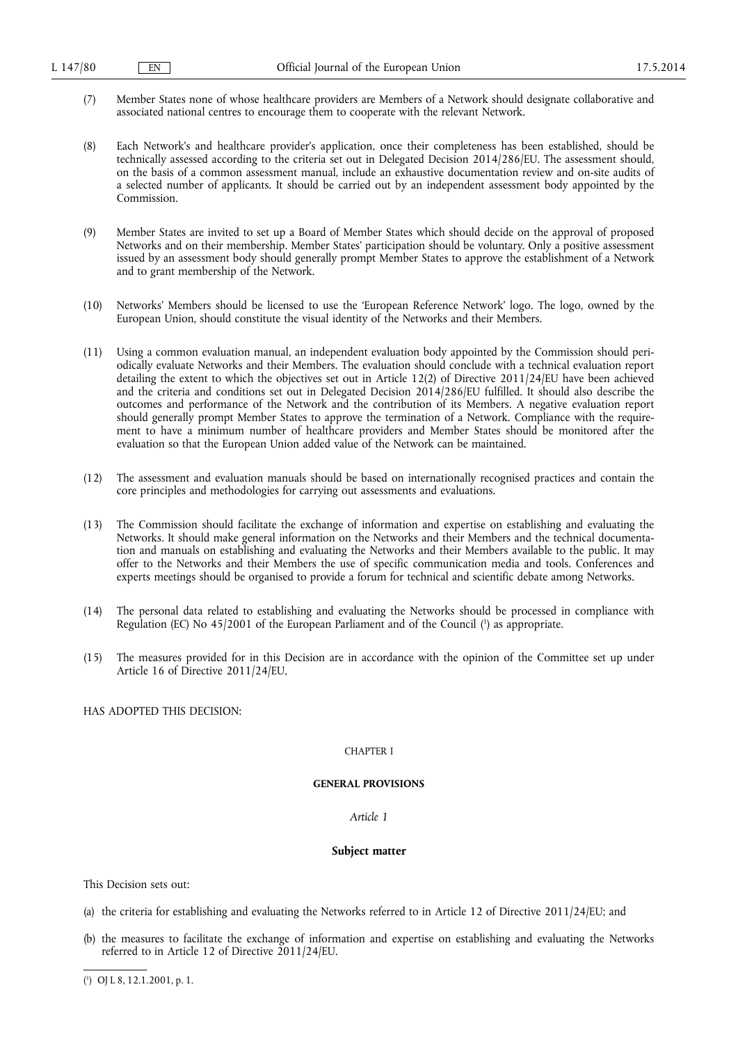(7) Member States none of whose healthcare providers are Members of a Network should designate collaborative and associated national centres to encourage them to cooperate with the relevant Network.

(8) Each Network's and healthcare provider's application, once their completeness has been established, should be technically assessed according to the criteria set out in Delegated Decision 2014/286/EU. The assessment should, on the basis of a common assessment manual, include an exhaustive documentation review and on-site audits of a selected number of applicants. It should be carried out by an independent assessment body appointed by the Commission.

(9) Member States are invited to set up a Board of Member States which should decide on the approval of proposed Networks and on their membership. Member States' participation should be voluntary. Only a positive assessment issued by an assessment body should generally prompt Member States to approve the establishment of a Network and to grant membership of the Network.

(10) Networks' Members should be licensed to use the 'European Reference Network' logo. The logo, owned by the European Union, should constitute the visual identity of the Networks and their Members.

(11) Using a common evaluation manual, an independent evaluation body appointed by the Commission should periodically evaluate Networks and their Members. The evaluation should conclude with a technical evaluation report detailing the extent to which the objectives set out in Article 12(2) of Directive 2011/24/EU have been achieved and the criteria and conditions set out in Delegated Decision 2014/286/EU fulfilled. It should also describe the outcomes and performance of the Network and the contribution of its Members. A negative evaluation report should generally prompt Member States to approve the termination of a Network. Compliance with the requirement to have a minimum number of healthcare providers and Member States should be monitored after the evaluation so that the European Union added value of the Network can be maintained.

(12) The assessment and evaluation manuals should be based on internationally recognised practices and contain the core principles and methodologies for carrying out assessments and evaluations.

(13) The Commission should facilitate the exchange of information and expertise on establishing and evaluating the Networks. It should make general information on the Networks and their Members and the technical documentation and manuals on establishing and evaluating the Networks and their Members available to the public. It may offer to the Networks and their Members the use of specific communication media and tools. Conferences and experts meetings should be organised to provide a forum for technical and scientific debate among Networks.

(14) The personal data related to establishing and evaluating the Networks should be processed in compliance with Regulation (EC) No 45/2001 of the European Parliament and of the Council [1] as appropriate.

(15) The measures provided for in this Decision are in accordance with the opinion of the Committee set up under Article 16 of Directive 2011/24/EU,

HAS ADOPTED THIS DECISION:

## CHAPTER I

## GENERAL PROVISIONS

### *Article 1*

### Subject matter

This Decision sets out:

(a) the criteria for establishing and evaluating the Networks referred to in Article 12 of Directive 2011/24/EU; and

(b) the measures to facilitate the exchange of information and expertise on establishing and evaluating the Networks referred to in Article 12 of Directive 2011/24/EU.

---

[1] OJ L 8, 12.1.2001, p. 1.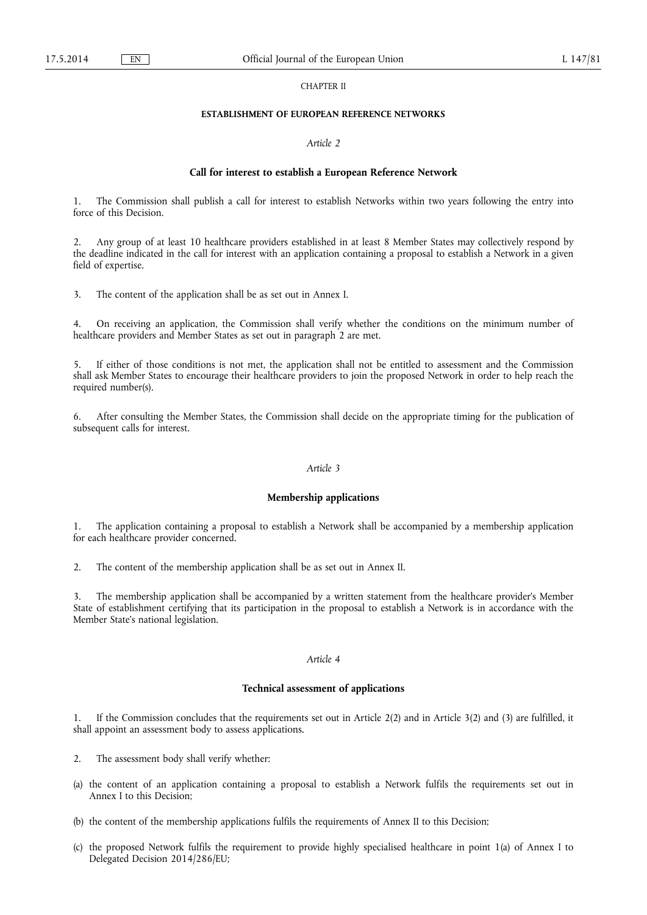CHAPTER II

## ESTABLISHMENT OF EUROPEAN REFERENCE NETWORKS

*Article 2*

### Call for interest to establish a European Reference Network

1. The Commission shall publish a call for interest to establish Networks within two years following the entry into force of this Decision.

2. Any group of at least 10 healthcare providers established in at least 8 Member States may collectively respond by the deadline indicated in the call for interest with an application containing a proposal to establish a Network in a given field of expertise.

3. The content of the application shall be as set out in Annex I.

4. On receiving an application, the Commission shall verify whether the conditions on the minimum number of healthcare providers and Member States as set out in paragraph 2 are met.

5. If either of those conditions is not met, the application shall not be entitled to assessment and the Commission shall ask Member States to encourage their healthcare providers to join the proposed Network in order to help reach the required number(s).

6. After consulting the Member States, the Commission shall decide on the appropriate timing for the publication of subsequent calls for interest.

*Article 3*

### Membership applications

1. The application containing a proposal to establish a Network shall be accompanied by a membership application for each healthcare provider concerned.

2. The content of the membership application shall be as set out in Annex II.

3. The membership application shall be accompanied by a written statement from the healthcare provider's Member State of establishment certifying that its participation in the proposal to establish a Network is in accordance with the Member State's national legislation.

*Article 4*

### Technical assessment of applications

1. If the Commission concludes that the requirements set out in Article 2(2) and in Article 3(2) and (3) are fulfilled, it shall appoint an assessment body to assess applications.

2. The assessment body shall verify whether:

(a) the content of an application containing a proposal to establish a Network fulfils the requirements set out in Annex I to this Decision;

(b) the content of the membership applications fulfils the requirements of Annex II to this Decision;

(c) the proposed Network fulfils the requirement to provide highly specialised healthcare in point 1(a) of Annex I to Delegated Decision 2014/286/EU;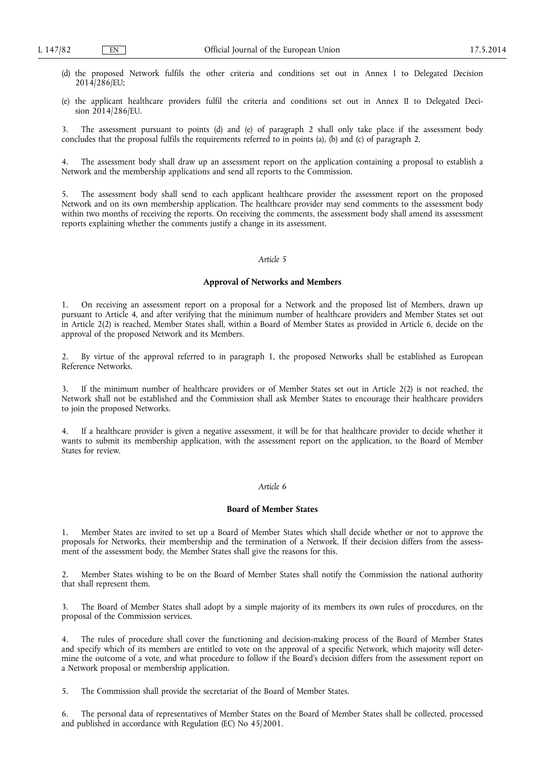(d) the proposed Network fulfils the other criteria and conditions set out in Annex I to Delegated Decision 2014/286/EU;

(e) the applicant healthcare providers fulfil the criteria and conditions set out in Annex II to Delegated Decision 2014/286/EU.

3. The assessment pursuant to points (d) and (e) of paragraph 2 shall only take place if the assessment body concludes that the proposal fulfils the requirements referred to in points (a), (b) and (c) of paragraph 2.

4. The assessment body shall draw up an assessment report on the application containing a proposal to establish a Network and the membership applications and send all reports to the Commission.

5. The assessment body shall send to each applicant healthcare provider the assessment report on the proposed Network and on its own membership application. The healthcare provider may send comments to the assessment body within two months of receiving the reports. On receiving the comments, the assessment body shall amend its assessment reports explaining whether the comments justify a change in its assessment.

*Article 5*

**Approval of Networks and Members**

1. On receiving an assessment report on a proposal for a Network and the proposed list of Members, drawn up pursuant to Article 4, and after verifying that the minimum number of healthcare providers and Member States set out in Article 2(2) is reached, Member States shall, within a Board of Member States as provided in Article 6, decide on the approval of the proposed Network and its Members.

2. By virtue of the approval referred to in paragraph 1, the proposed Networks shall be established as European Reference Networks.

3. If the minimum number of healthcare providers or of Member States set out in Article 2(2) is not reached, the Network shall not be established and the Commission shall ask Member States to encourage their healthcare providers to join the proposed Networks.

4. If a healthcare provider is given a negative assessment, it will be for that healthcare provider to decide whether it wants to submit its membership application, with the assessment report on the application, to the Board of Member States for review.

*Article 6*

**Board of Member States**

1. Member States are invited to set up a Board of Member States which shall decide whether or not to approve the proposals for Networks, their membership and the termination of a Network. If their decision differs from the assessment of the assessment body, the Member States shall give the reasons for this.

2. Member States wishing to be on the Board of Member States shall notify the Commission the national authority that shall represent them.

3. The Board of Member States shall adopt by a simple majority of its members its own rules of procedures, on the proposal of the Commission services.

4. The rules of procedure shall cover the functioning and decision-making process of the Board of Member States and specify which of its members are entitled to vote on the approval of a specific Network, which majority will determine the outcome of a vote, and what procedure to follow if the Board's decision differs from the assessment report on a Network proposal or membership application.

5. The Commission shall provide the secretariat of the Board of Member States.

6. The personal data of representatives of Member States on the Board of Member States shall be collected, processed and published in accordance with Regulation (EC) No 45/2001.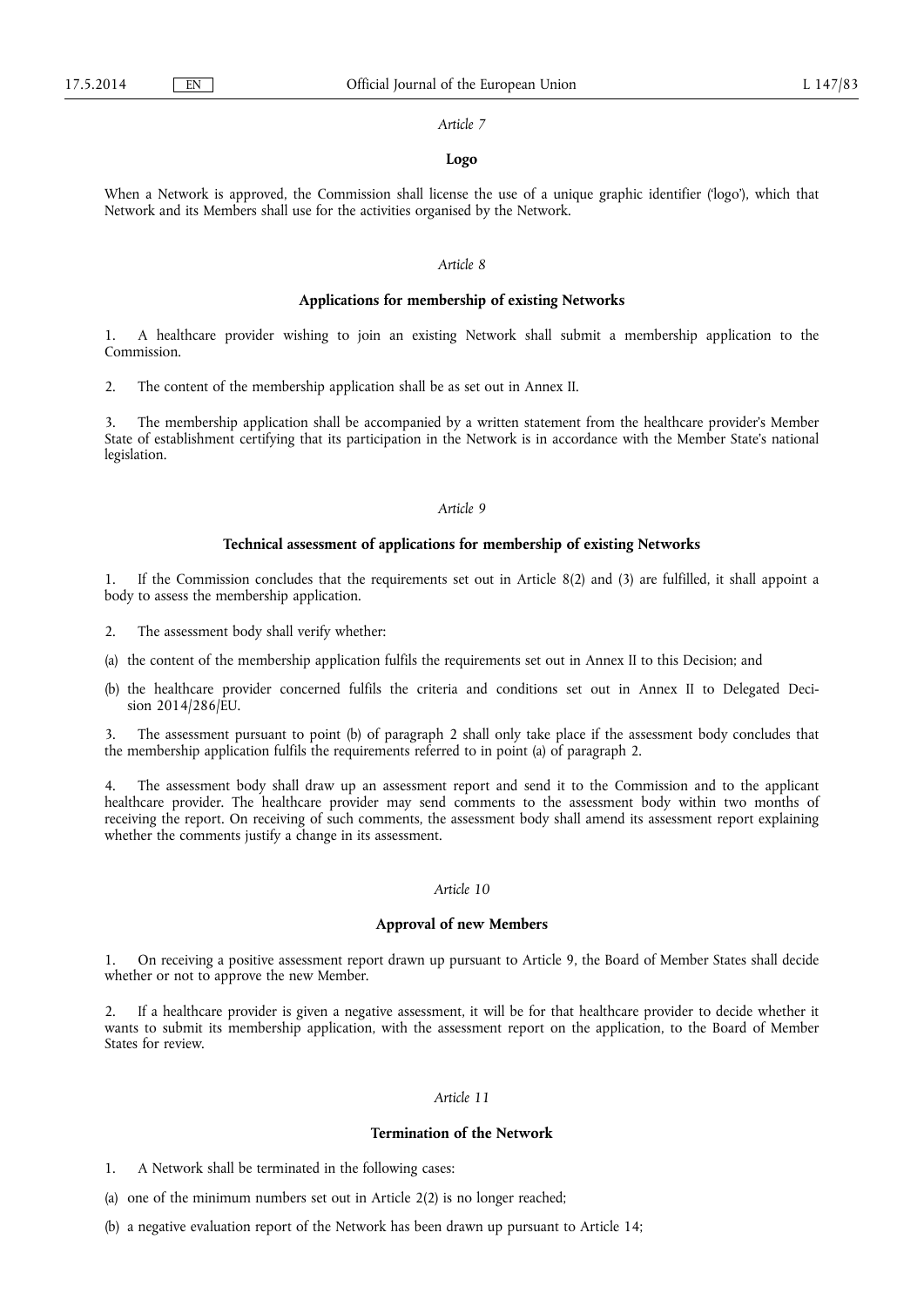*Article 7*

**Logo**

When a Network is approved, the Commission shall license the use of a unique graphic identifier ('logo'), which that Network and its Members shall use for the activities organised by the Network.

*Article 8*

**Applications for membership of existing Networks**

1. A healthcare provider wishing to join an existing Network shall submit a membership application to the Commission.

2. The content of the membership application shall be as set out in Annex II.

3. The membership application shall be accompanied by a written statement from the healthcare provider's Member State of establishment certifying that its participation in the Network is in accordance with the Member State's national legislation.

*Article 9*

**Technical assessment of applications for membership of existing Networks**

1. If the Commission concludes that the requirements set out in Article 8(2) and (3) are fulfilled, it shall appoint a body to assess the membership application.

2. The assessment body shall verify whether:

(a) the content of the membership application fulfils the requirements set out in Annex II to this Decision; and

(b) the healthcare provider concerned fulfils the criteria and conditions set out in Annex II to Delegated Decision 2014/286/EU.

3. The assessment pursuant to point (b) of paragraph 2 shall only take place if the assessment body concludes that the membership application fulfils the requirements referred to in point (a) of paragraph 2.

4. The assessment body shall draw up an assessment report and send it to the Commission and to the applicant healthcare provider. The healthcare provider may send comments to the assessment body within two months of receiving the report. On receiving of such comments, the assessment body shall amend its assessment report explaining whether the comments justify a change in its assessment.

*Article 10*

**Approval of new Members**

1. On receiving a positive assessment report drawn up pursuant to Article 9, the Board of Member States shall decide whether or not to approve the new Member.

2. If a healthcare provider is given a negative assessment, it will be for that healthcare provider to decide whether it wants to submit its membership application, with the assessment report on the application, to the Board of Member States for review.

*Article 11*

**Termination of the Network**

1. A Network shall be terminated in the following cases:

(a) one of the minimum numbers set out in Article 2(2) is no longer reached;

(b) a negative evaluation report of the Network has been drawn up pursuant to Article 14;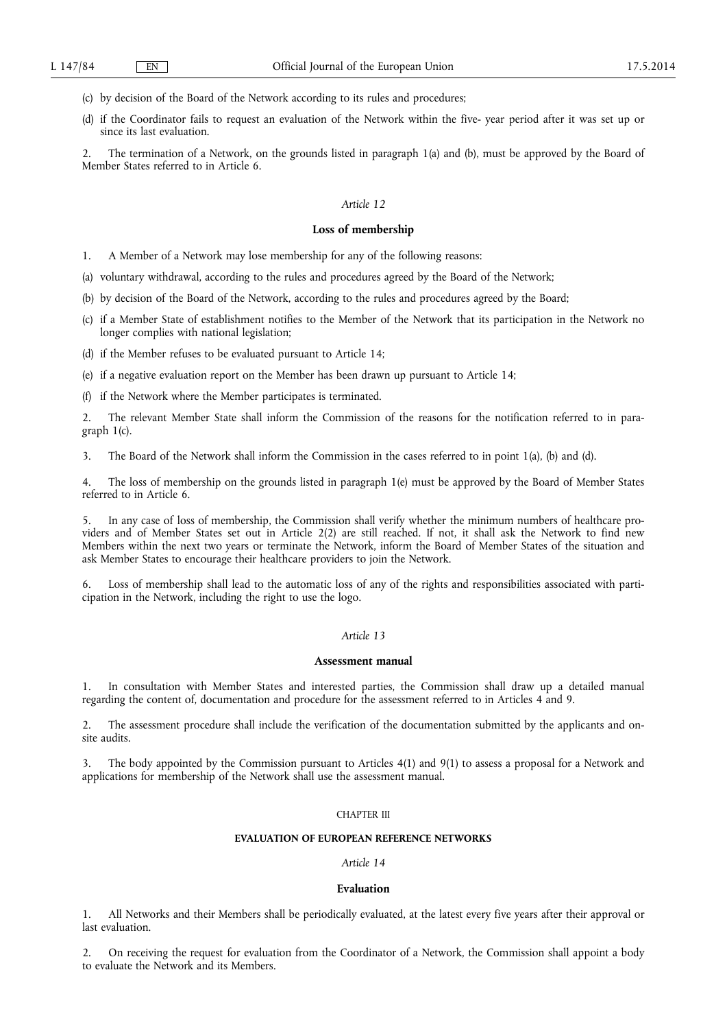(c) by decision of the Board of the Network according to its rules and procedures;

(d) if the Coordinator fails to request an evaluation of the Network within the five- year period after it was set up or since its last evaluation.

2. The termination of a Network, on the grounds listed in paragraph 1(a) and (b), must be approved by the Board of Member States referred to in Article 6.

*Article 12*

**Loss of membership**

1. A Member of a Network may lose membership for any of the following reasons:

(a) voluntary withdrawal, according to the rules and procedures agreed by the Board of the Network;

(b) by decision of the Board of the Network, according to the rules and procedures agreed by the Board;

(c) if a Member State of establishment notifies to the Member of the Network that its participation in the Network no longer complies with national legislation;

(d) if the Member refuses to be evaluated pursuant to Article 14;

(e) if a negative evaluation report on the Member has been drawn up pursuant to Article 14;

(f) if the Network where the Member participates is terminated.

2. The relevant Member State shall inform the Commission of the reasons for the notification referred to in paragraph 1(c).

3. The Board of the Network shall inform the Commission in the cases referred to in point 1(a), (b) and (d).

4. The loss of membership on the grounds listed in paragraph 1(e) must be approved by the Board of Member States referred to in Article 6.

5. In any case of loss of membership, the Commission shall verify whether the minimum numbers of healthcare providers and of Member States set out in Article 2(2) are still reached. If not, it shall ask the Network to find new Members within the next two years or terminate the Network, inform the Board of Member States of the situation and ask Member States to encourage their healthcare providers to join the Network.

6. Loss of membership shall lead to the automatic loss of any of the rights and responsibilities associated with participation in the Network, including the right to use the logo.

*Article 13*

**Assessment manual**

1. In consultation with Member States and interested parties, the Commission shall draw up a detailed manual regarding the content of, documentation and procedure for the assessment referred to in Articles 4 and 9.

2. The assessment procedure shall include the verification of the documentation submitted by the applicants and on-site audits.

3. The body appointed by the Commission pursuant to Articles 4(1) and 9(1) to assess a proposal for a Network and applications for membership of the Network shall use the assessment manual.

CHAPTER III

**EVALUATION OF EUROPEAN REFERENCE NETWORKS**

*Article 14*

**Evaluation**

1. All Networks and their Members shall be periodically evaluated, at the latest every five years after their approval or last evaluation.

2. On receiving the request for evaluation from the Coordinator of a Network, the Commission shall appoint a body to evaluate the Network and its Members.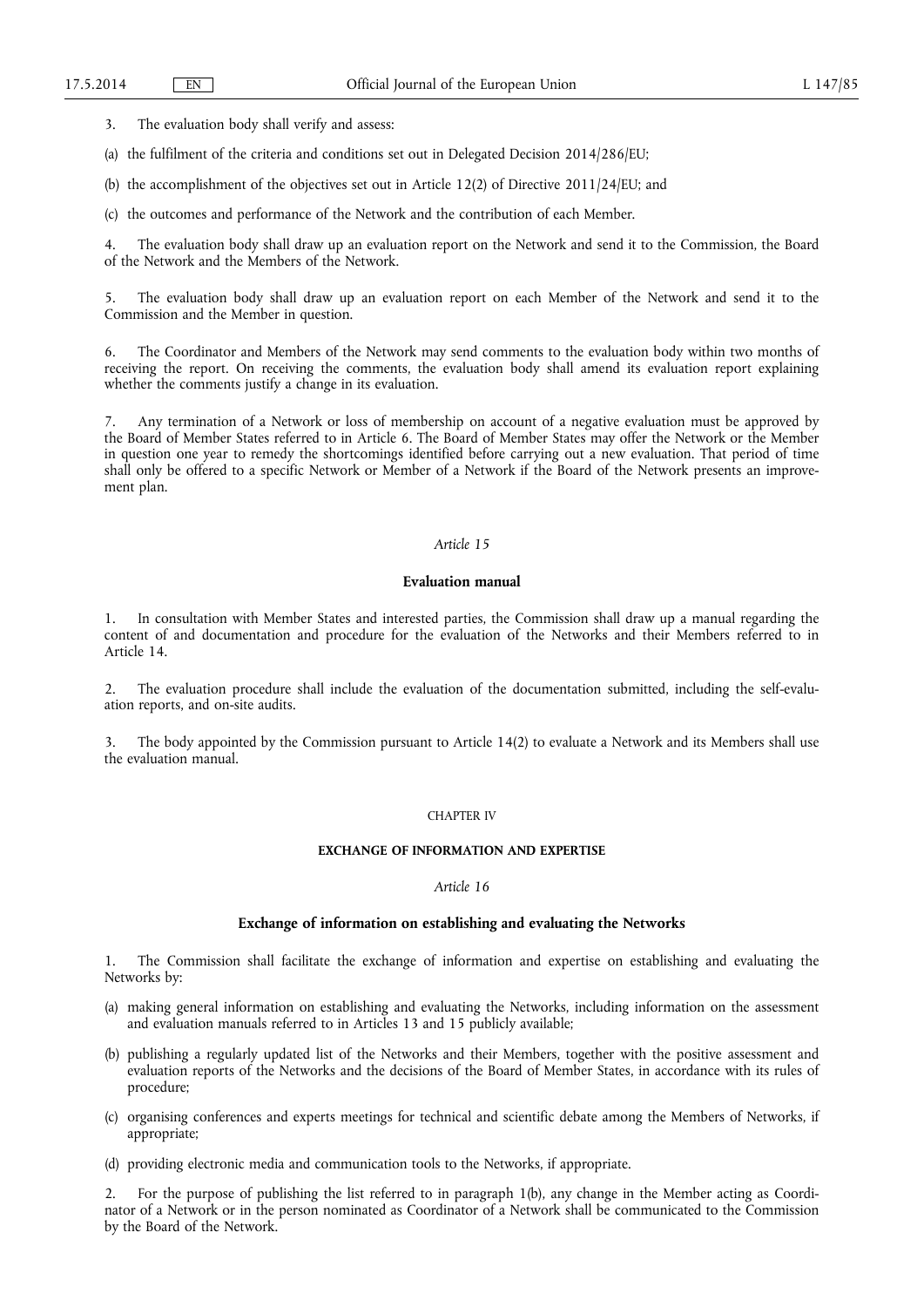3. The evaluation body shall verify and assess:

(a) the fulfilment of the criteria and conditions set out in Delegated Decision 2014/286/EU;

(b) the accomplishment of the objectives set out in Article 12(2) of Directive 2011/24/EU; and

(c) the outcomes and performance of the Network and the contribution of each Member.

4. The evaluation body shall draw up an evaluation report on the Network and send it to the Commission, the Board of the Network and the Members of the Network.

5. The evaluation body shall draw up an evaluation report on each Member of the Network and send it to the Commission and the Member in question.

6. The Coordinator and Members of the Network may send comments to the evaluation body within two months of receiving the report. On receiving the comments, the evaluation body shall amend its evaluation report explaining whether the comments justify a change in its evaluation.

7. Any termination of a Network or loss of membership on account of a negative evaluation must be approved by the Board of Member States referred to in Article 6. The Board of Member States may offer the Network or the Member in question one year to remedy the shortcomings identified before carrying out a new evaluation. That period of time shall only be offered to a specific Network or Member of a Network if the Board of the Network presents an improvement plan.

*Article 15*

**Evaluation manual**

1. In consultation with Member States and interested parties, the Commission shall draw up a manual regarding the content of and documentation and procedure for the evaluation of the Networks and their Members referred to in Article 14.

2. The evaluation procedure shall include the evaluation of the documentation submitted, including the self-evaluation reports, and on-site audits.

3. The body appointed by the Commission pursuant to Article 14(2) to evaluate a Network and its Members shall use the evaluation manual.

CHAPTER IV

**EXCHANGE OF INFORMATION AND EXPERTISE**

*Article 16*

**Exchange of information on establishing and evaluating the Networks**

1. The Commission shall facilitate the exchange of information and expertise on establishing and evaluating the Networks by:

(a) making general information on establishing and evaluating the Networks, including information on the assessment and evaluation manuals referred to in Articles 13 and 15 publicly available;

(b) publishing a regularly updated list of the Networks and their Members, together with the positive assessment and evaluation reports of the Networks and the decisions of the Board of Member States, in accordance with its rules of procedure;

(c) organising conferences and experts meetings for technical and scientific debate among the Members of Networks, if appropriate;

(d) providing electronic media and communication tools to the Networks, if appropriate.

2. For the purpose of publishing the list referred to in paragraph 1(b), any change in the Member acting as Coordinator of a Network or in the person nominated as Coordinator of a Network shall be communicated to the Commission by the Board of the Network.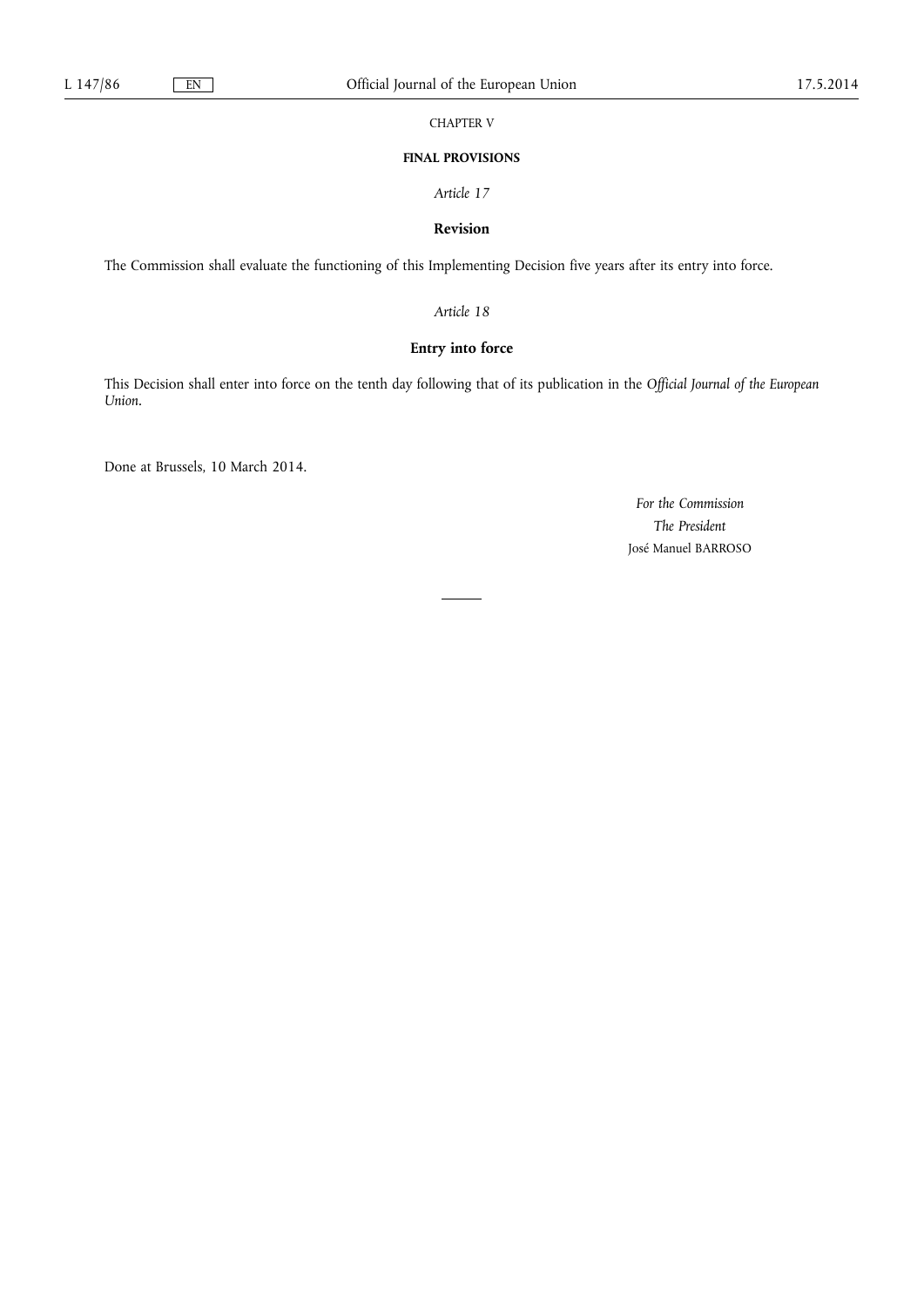## CHAPTER V

## FINAL PROVISIONS

*Article 17*

**Revision**

The Commission shall evaluate the functioning of this Implementing Decision five years after its entry into force.

*Article 18*

**Entry into force**

This Decision shall enter into force on the tenth day following that of its publication in the *Official Journal of the European Union*.

Done at Brussels, 10 March 2014.

*For the Commission*
*The President*
José Manuel BARROSO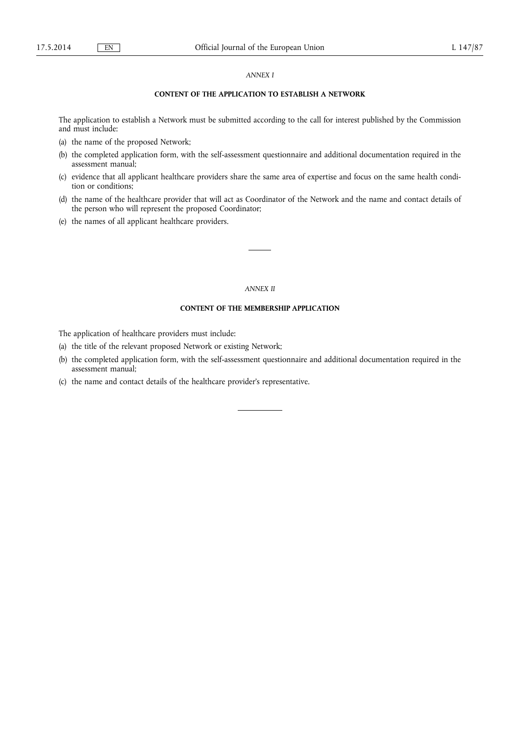*ANNEX I*

**CONTENT OF THE APPLICATION TO ESTABLISH A NETWORK**

The application to establish a Network must be submitted according to the call for interest published by the Commission and must include:

(a) the name of the proposed Network;

(b) the completed application form, with the self-assessment questionnaire and additional documentation required in the assessment manual;

(c) evidence that all applicant healthcare providers share the same area of expertise and focus on the same health condition or conditions;

(d) the name of the healthcare provider that will act as Coordinator of the Network and the name and contact details of the person who will represent the proposed Coordinator;

(e) the names of all applicant healthcare providers.

---

*ANNEX II*

**CONTENT OF THE MEMBERSHIP APPLICATION**

The application of healthcare providers must include:

(a) the title of the relevant proposed Network or existing Network;

(b) the completed application form, with the self-assessment questionnaire and additional documentation required in the assessment manual;

(c) the name and contact details of the healthcare provider's representative.